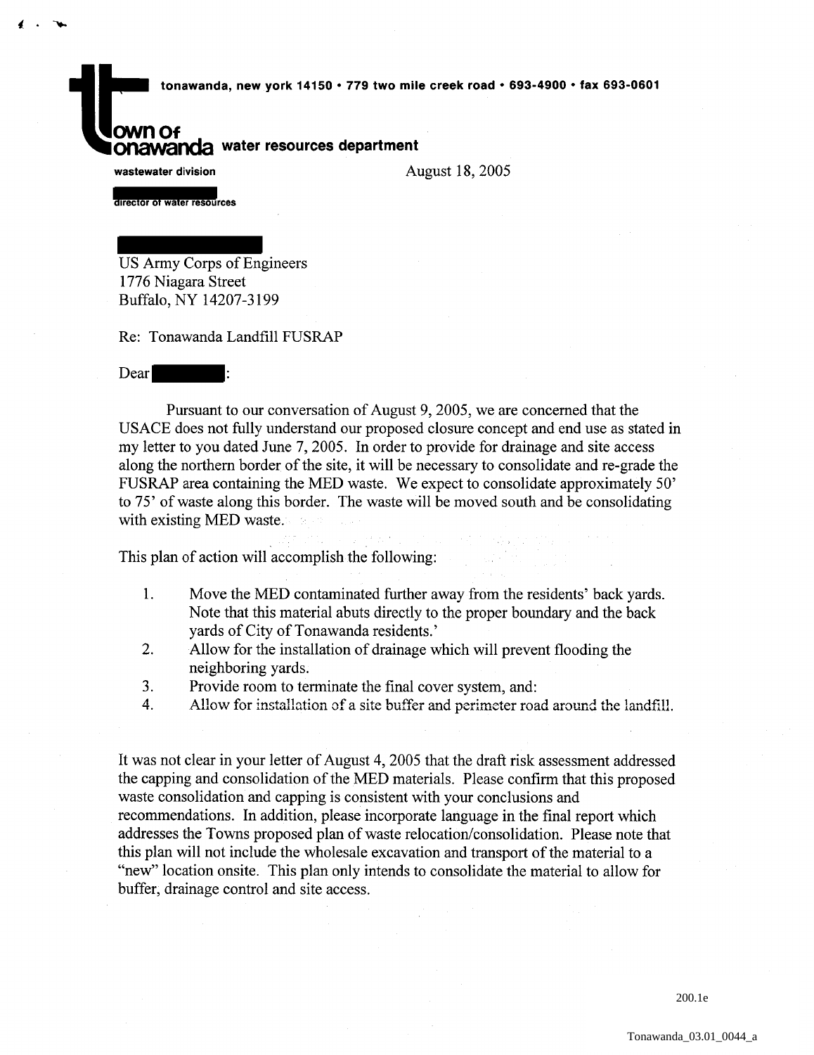**town of tonawanda** water resources department

tonawanda, new york 14150 • 779 two mile creek road • 693-4900 • fax 693-0601

wastewater division

director of water resources

August 18, 2005

US Army Corps of Engineers
1776 Niagara Street
Buffalo, NY 14207-3199

Re: Tonawanda Landfill FUSRAP

Dear :

Pursuant to our conversation of August 9, 2005, we are concerned that the USACE does not fully understand our proposed closure concept and end use as stated in my letter to you dated June 7, 2005. In order to provide for drainage and site access along the northern border of the site, it will be necessary to consolidate and re-grade the FUSRAP area containing the MED waste. We expect to consolidate approximately 50' to 75' of waste along this border. The waste will be moved south and be consolidating with existing MED waste.

This plan of action will accomplish the following:

1. Move the MED contaminated further away from the residents' back yards. Note that this material abuts directly to the proper boundary and the back yards of City of Tonawanda residents.'
2. Allow for the installation of drainage which will prevent flooding the neighboring yards.
3. Provide room to terminate the final cover system, and:
4. Allow for installation of a site buffer and perimeter road around the landfill.

It was not clear in your letter of August 4, 2005 that the draft risk assessment addressed the capping and consolidation of the MED materials. Please confirm that this proposed waste consolidation and capping is consistent with your conclusions and recommendations. In addition, please incorporate language in the final report which addresses the Towns proposed plan of waste relocation/consolidation. Please note that this plan will not include the wholesale excavation and transport of the material to a "new" location onsite. This plan only intends to consolidate the material to allow for buffer, drainage control and site access.

200.1e

Tonawanda_03.01_0044_a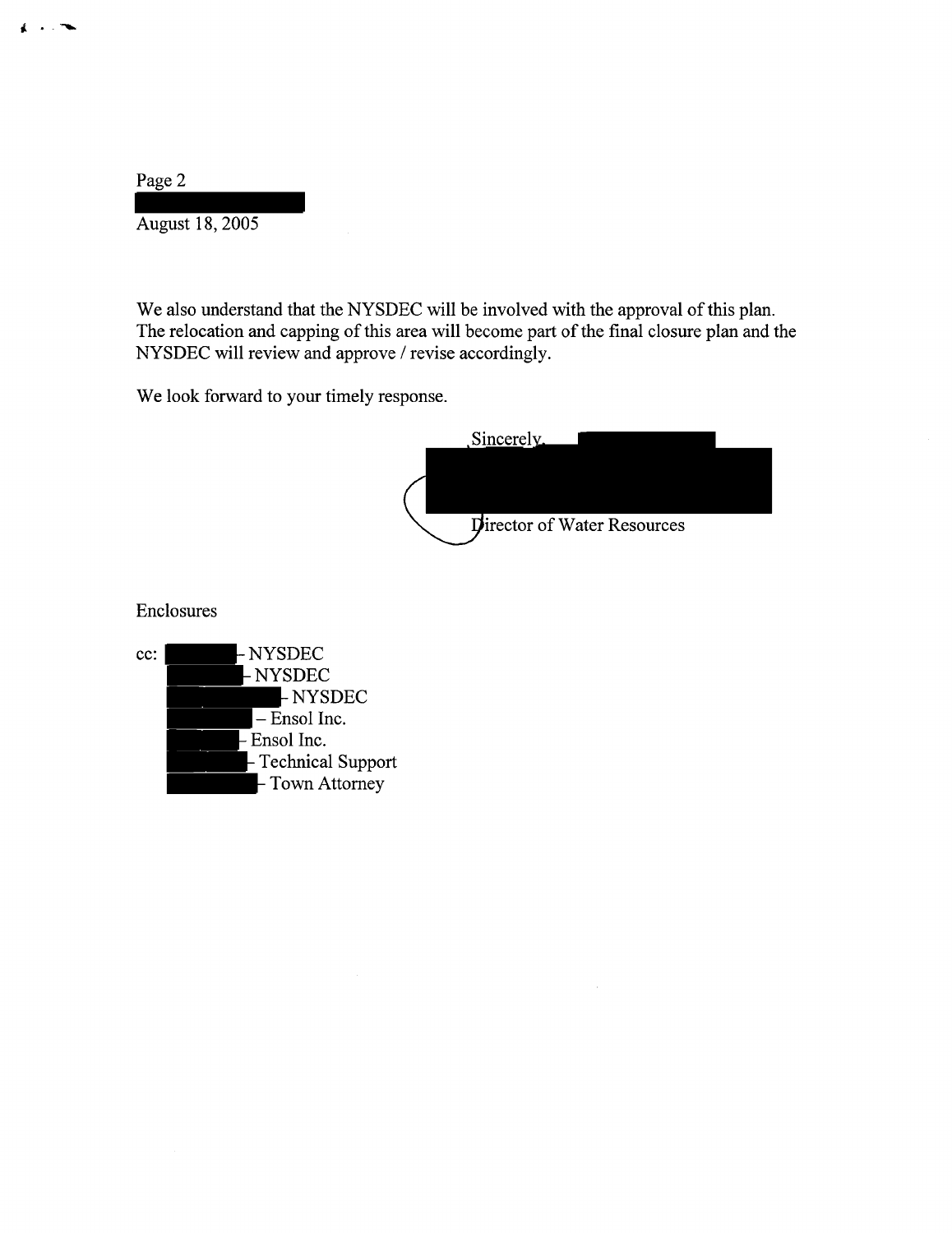August 18, 2005

We also understand that the NYSDEC will be involved with the approval of this plan. The relocation and capping of this area will become part of the final closure plan and the NYSDEC will review and approve / revise accordingly.

We look forward to your timely response.

Sincerely,

Director of Water Resources

Enclosures

cc: – NYSDEC
– NYSDEC
– NYSDEC
– Ensol Inc.
– Ensol Inc.
– Technical Support
– Town Attorney